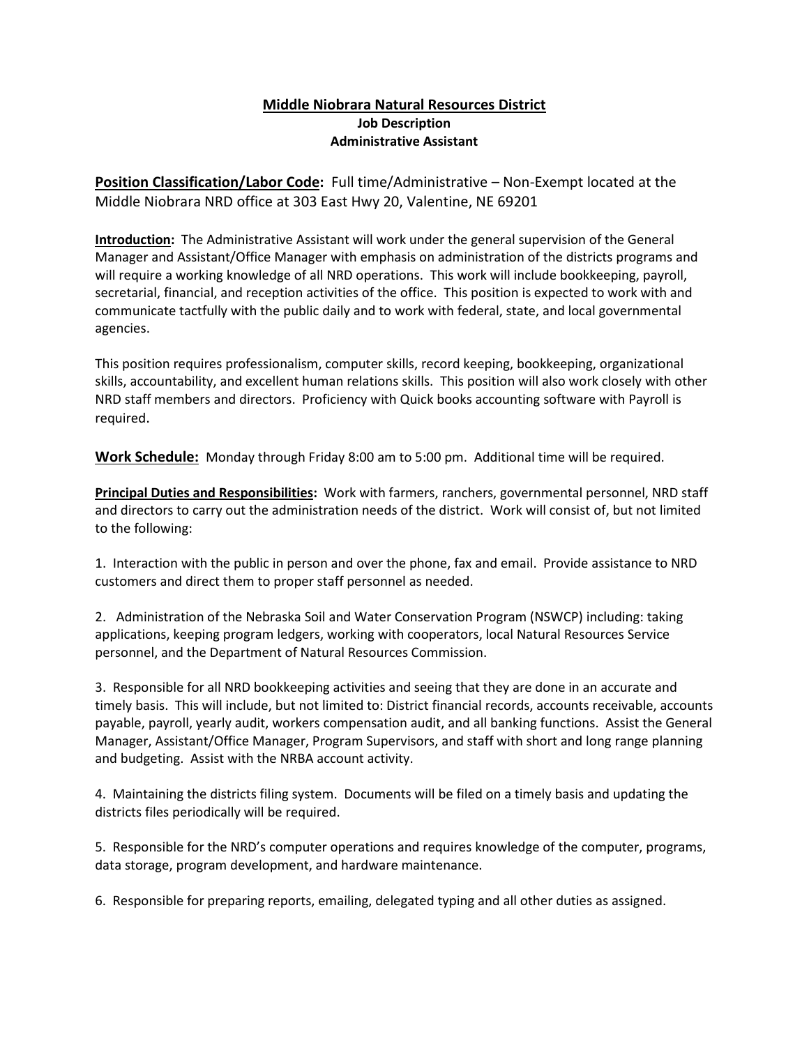# Middle Niobrara Natural Resources District

## Job Description

## Administrative Assistant

**Position Classification/Labor Code:** Full time/Administrative – Non-Exempt located at the Middle Niobrara NRD office at 303 East Hwy 20, Valentine, NE 69201

**Introduction:** The Administrative Assistant will work under the general supervision of the General Manager and Assistant/Office Manager with emphasis on administration of the districts programs and will require a working knowledge of all NRD operations. This work will include bookkeeping, payroll, secretarial, financial, and reception activities of the office. This position is expected to work with and communicate tactfully with the public daily and to work with federal, state, and local governmental agencies.

This position requires professionalism, computer skills, record keeping, bookkeeping, organizational skills, accountability, and excellent human relations skills. This position will also work closely with other NRD staff members and directors. Proficiency with Quick books accounting software with Payroll is required.

**Work Schedule:** Monday through Friday 8:00 am to 5:00 pm. Additional time will be required.

**Principal Duties and Responsibilities:** Work with farmers, ranchers, governmental personnel, NRD staff and directors to carry out the administration needs of the district. Work will consist of, but not limited to the following:

1. Interaction with the public in person and over the phone, fax and email. Provide assistance to NRD customers and direct them to proper staff personnel as needed.

2. Administration of the Nebraska Soil and Water Conservation Program (NSWCP) including: taking applications, keeping program ledgers, working with cooperators, local Natural Resources Service personnel, and the Department of Natural Resources Commission.

3. Responsible for all NRD bookkeeping activities and seeing that they are done in an accurate and timely basis. This will include, but not limited to: District financial records, accounts receivable, accounts payable, payroll, yearly audit, workers compensation audit, and all banking functions. Assist the General Manager, Assistant/Office Manager, Program Supervisors, and staff with short and long range planning and budgeting. Assist with the NRBA account activity.

4. Maintaining the districts filing system. Documents will be filed on a timely basis and updating the districts files periodically will be required.

5. Responsible for the NRD's computer operations and requires knowledge of the computer, programs, data storage, program development, and hardware maintenance.

6. Responsible for preparing reports, emailing, delegated typing and all other duties as assigned.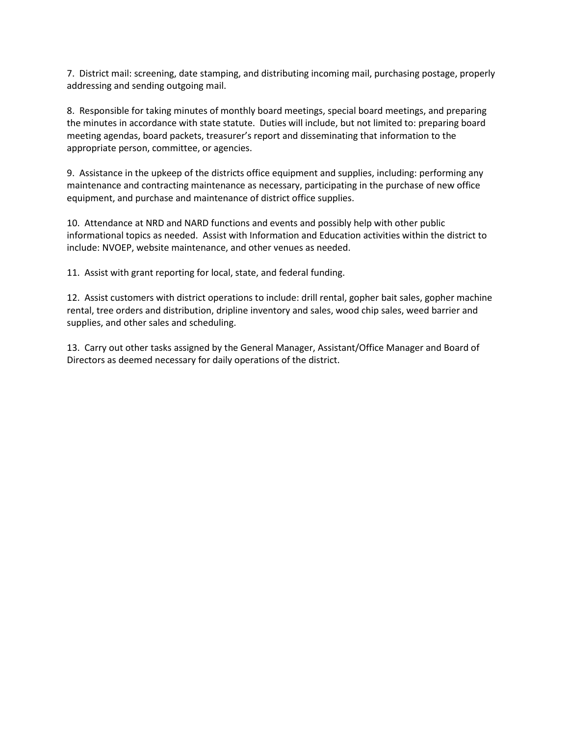7. District mail: screening, date stamping, and distributing incoming mail, purchasing postage, properly addressing and sending outgoing mail.

8. Responsible for taking minutes of monthly board meetings, special board meetings, and preparing the minutes in accordance with state statute. Duties will include, but not limited to: preparing board meeting agendas, board packets, treasurer's report and disseminating that information to the appropriate person, committee, or agencies.

9. Assistance in the upkeep of the districts office equipment and supplies, including: performing any maintenance and contracting maintenance as necessary, participating in the purchase of new office equipment, and purchase and maintenance of district office supplies.

10. Attendance at NRD and NARD functions and events and possibly help with other public informational topics as needed. Assist with Information and Education activities within the district to include: NVOEP, website maintenance, and other venues as needed.

11. Assist with grant reporting for local, state, and federal funding.

12. Assist customers with district operations to include: drill rental, gopher bait sales, gopher machine rental, tree orders and distribution, dripline inventory and sales, wood chip sales, weed barrier and supplies, and other sales and scheduling.

13. Carry out other tasks assigned by the General Manager, Assistant/Office Manager and Board of Directors as deemed necessary for daily operations of the district.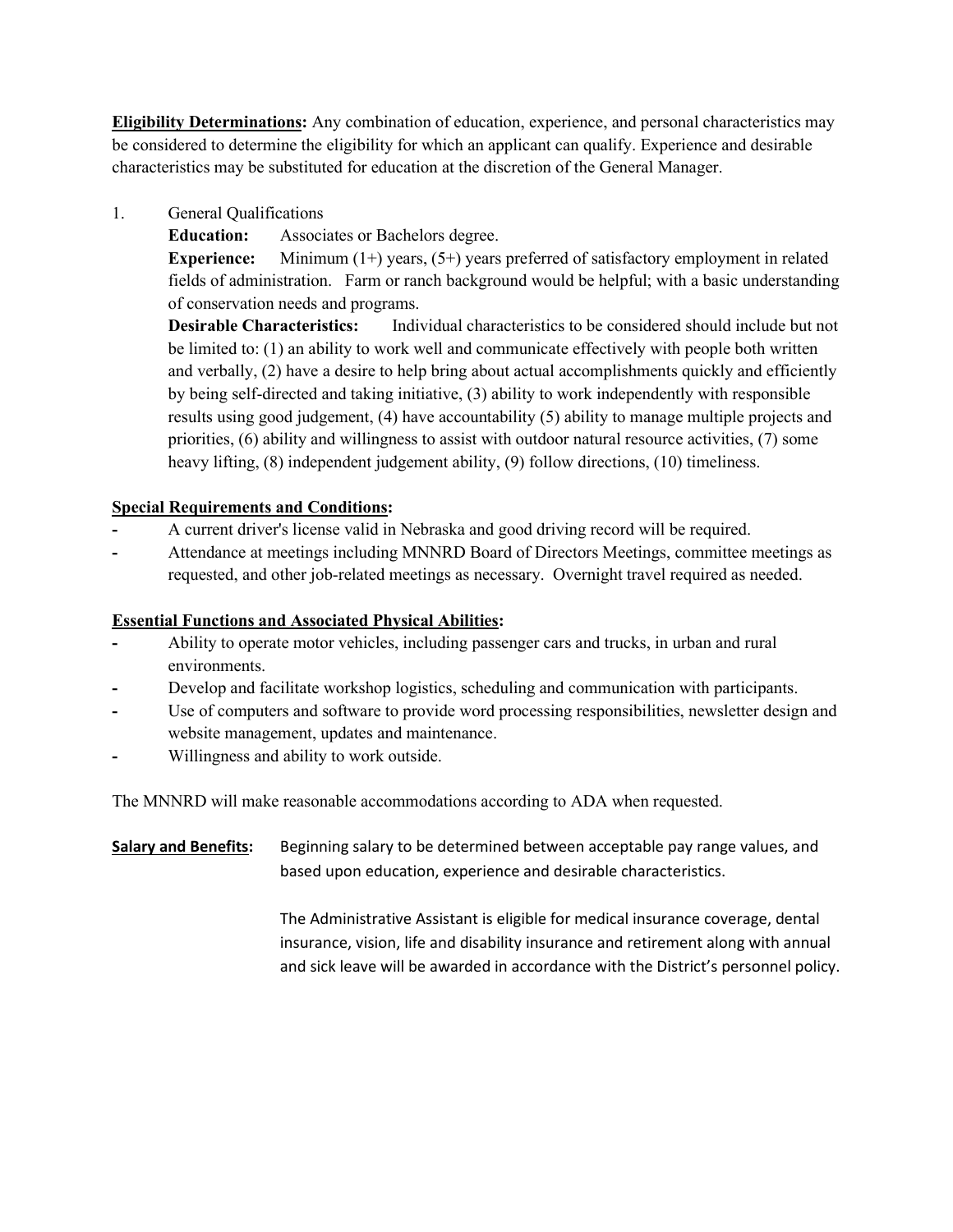**Eligibility Determinations:** Any combination of education, experience, and personal characteristics may be considered to determine the eligibility for which an applicant can qualify. Experience and desirable characteristics may be substituted for education at the discretion of the General Manager.

1. General Qualifications

   **Education:** Associates or Bachelors degree.

   **Experience:** Minimum (1+) years, (5+) years preferred of satisfactory employment in related fields of administration. Farm or ranch background would be helpful; with a basic understanding of conservation needs and programs.

   **Desirable Characteristics:** Individual characteristics to be considered should include but not be limited to: (1) an ability to work well and communicate effectively with people both written and verbally, (2) have a desire to help bring about actual accomplishments quickly and efficiently by being self-directed and taking initiative, (3) ability to work independently with responsible results using good judgement, (4) have accountability (5) ability to manage multiple projects and priorities, (6) ability and willingness to assist with outdoor natural resource activities, (7) some heavy lifting, (8) independent judgement ability, (9) follow directions, (10) timeliness.

**Special Requirements and Conditions:**

- A current driver's license valid in Nebraska and good driving record will be required.
- Attendance at meetings including MNNRD Board of Directors Meetings, committee meetings as requested, and other job-related meetings as necessary. Overnight travel required as needed.

**Essential Functions and Associated Physical Abilities:**

- Ability to operate motor vehicles, including passenger cars and trucks, in urban and rural environments.
- Develop and facilitate workshop logistics, scheduling and communication with participants.
- Use of computers and software to provide word processing responsibilities, newsletter design and website management, updates and maintenance.
- Willingness and ability to work outside.

The MNNRD will make reasonable accommodations according to ADA when requested.

**Salary and Benefits:** Beginning salary to be determined between acceptable pay range values, and based upon education, experience and desirable characteristics.

The Administrative Assistant is eligible for medical insurance coverage, dental insurance, vision, life and disability insurance and retirement along with annual and sick leave will be awarded in accordance with the District's personnel policy.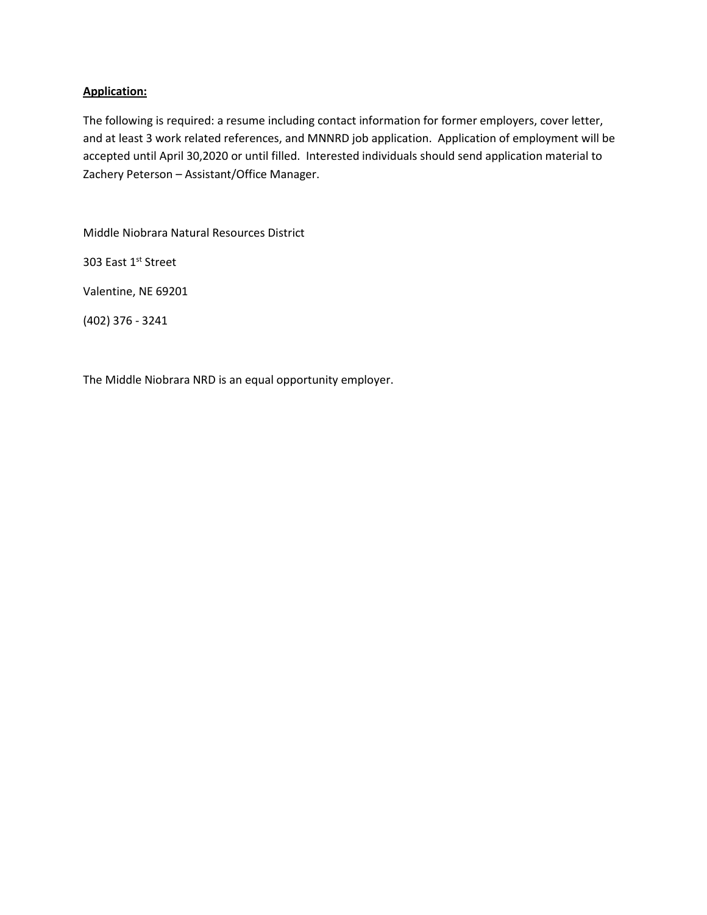**Application:**

The following is required: a resume including contact information for former employers, cover letter, and at least 3 work related references, and MNNRD job application. Application of employment will be accepted until April 30,2020 or until filled. Interested individuals should send application material to Zachery Peterson – Assistant/Office Manager.

Middle Niobrara Natural Resources District

303 East 1st Street

Valentine, NE 69201

(402) 376 - 3241

The Middle Niobrara NRD is an equal opportunity employer.